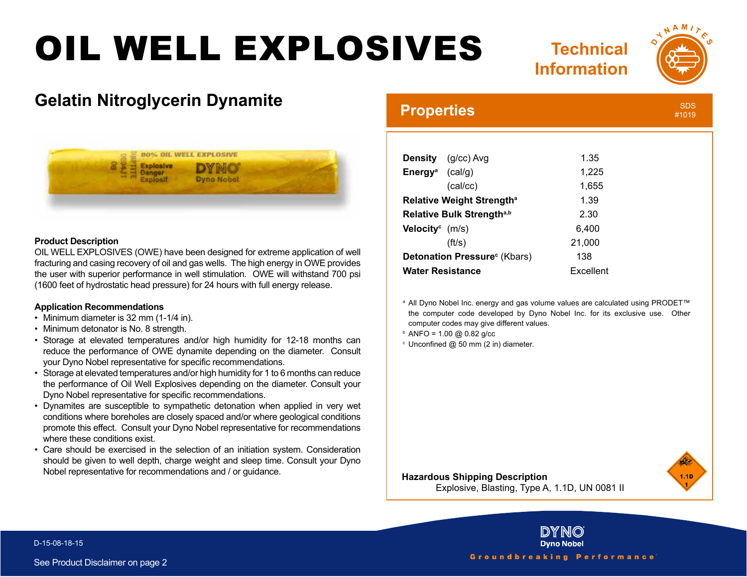# OIL WELL EXPLOSIVES

Technical Information

## Gelatin Nitroglycerin Dynamite

### Product Description

OIL WELL EXPLOSIVES (OWE) have been designed for extreme application of well fracturing and casing recovery of oil and gas wells. The high energy in OWE provides the user with superior performance in well stimulation. OWE will withstand 700 psi (1600 feet of hydrostatic head pressure) for 24 hours with full energy release.

### Application Recommendations

- Minimum diameter is 32 mm (1-1/4 in).
- Minimum detonator is No. 8 strength.
- Storage at elevated temperatures and/or high humidity for 12-18 months can reduce the performance of OWE dynamite depending on the diameter. Consult your Dyno Nobel representative for specific recommendations.
- Storage at elevated temperatures and/or high humidity for 1 to 6 months can reduce the performance of Oil Well Explosives depending on the diameter. Consult your Dyno Nobel representative for specific recommendations.
- Dynamites are susceptible to sympathetic detonation when applied in very wet conditions where boreholes are closely spaced and/or where geological conditions promote this effect. Consult your Dyno Nobel representative for recommendations where these conditions exist.
- Care should be exercised in the selection of an initiation system. Consideration should be given to well depth, charge weight and sleep time. Consult your Dyno Nobel representative for recommendations and / or guidance.

## Properties

SDS #1019

| Property | Unit | Value |
|---|---|---|
| **Density** | (g/cc) Avg | 1.35 |
| **Energy**[a] | (cal/g) | 1,225 |
| | (cal/cc) | 1,655 |
| **Relative Weight Strength**[a] | | 1.39 |
| **Relative Bulk Strength**[a,b] | | 2.30 |
| **Velocity**[c] | (m/s) | 6,400 |
| | (ft/s) | 21,000 |
| **Detonation Pressure**[c] | (Kbars) | 138 |
| **Water Resistance** | | Excellent |

[a] All Dyno Nobel Inc. energy and gas volume values are calculated using PRODET™ the computer code developed by Dyno Nobel Inc. for its exclusive use. Other computer codes may give different values.

[b] ANFO = 1.00 @ 0.82 g/cc

[c] Unconfined @ 50 mm (2 in) diameter.

**Hazardous Shipping Description**

Explosive, Blasting, Type A, 1.1D, UN 0081 II

D-15-08-18-15

See Product Disclaimer on page 2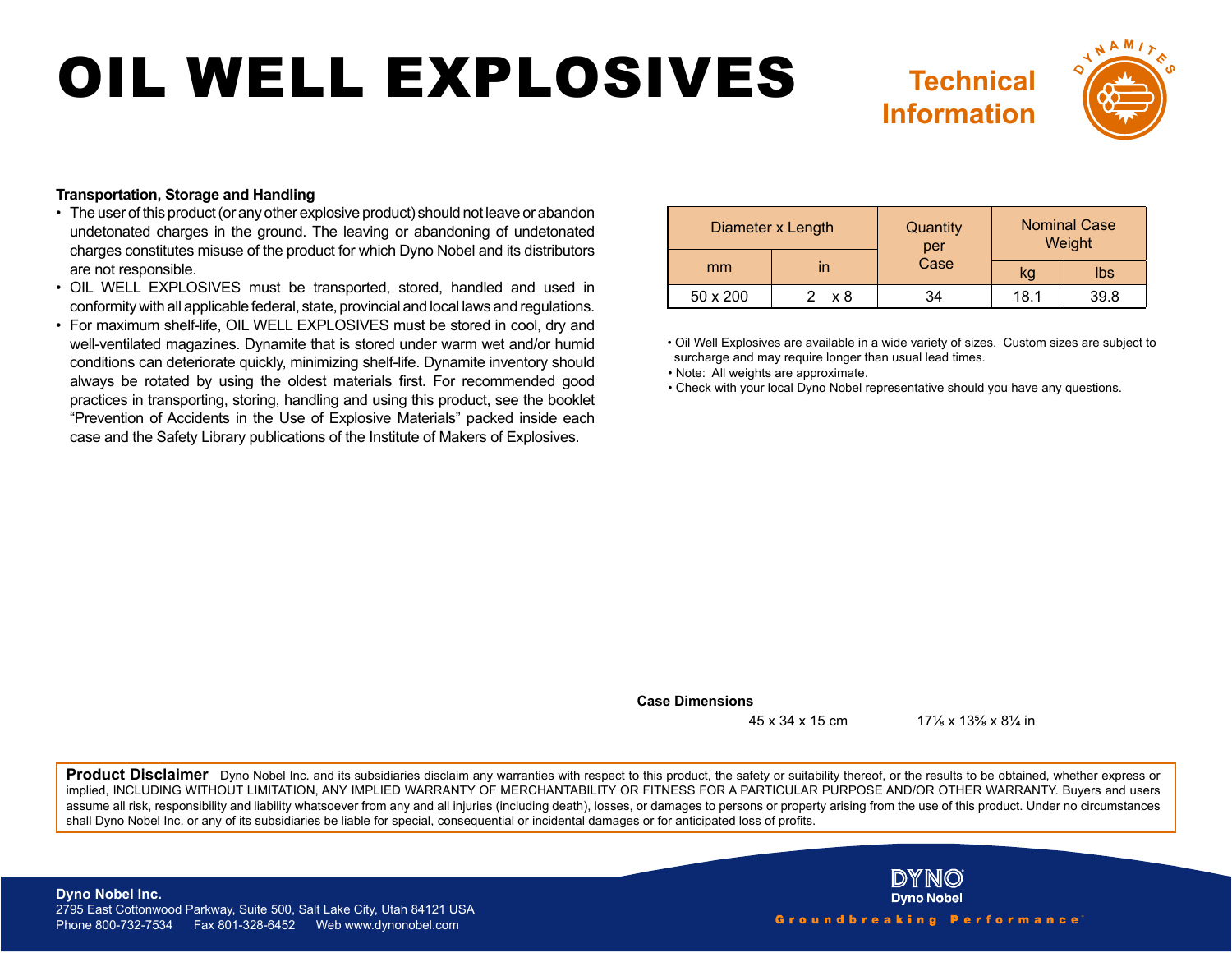# OIL WELL EXPLOSIVES

Technical Information

**Transportation, Storage and Handling**

- The user of this product (or any other explosive product) should not leave or abandon undetonated charges in the ground. The leaving or abandoning of undetonated charges constitutes misuse of the product for which Dyno Nobel and its distributors are not responsible.
- OIL WELL EXPLOSIVES must be transported, stored, handled and used in conformity with all applicable federal, state, provincial and local laws and regulations.
- For maximum shelf-life, OIL WELL EXPLOSIVES must be stored in cool, dry and well-ventilated magazines. Dynamite that is stored under warm wet and/or humid conditions can deteriorate quickly, minimizing shelf-life. Dynamite inventory should always be rotated by using the oldest materials first. For recommended good practices in transporting, storing, handling and using this product, see the booklet "Prevention of Accidents in the Use of Explosive Materials" packed inside each case and the Safety Library publications of the Institute of Makers of Explosives.

| Diameter x Length | | Quantity per Case | Nominal Case Weight | |
|---|---|---|---|---|
| mm | in | | kg | lbs |
| 50 x 200 | 2 x 8 | 34 | 18.1 | 39.8 |

- Oil Well Explosives are available in a wide variety of sizes. Custom sizes are subject to surcharge and may require longer than usual lead times.
- Note: All weights are approximate.
- Check with your local Dyno Nobel representative should you have any questions.

**Case Dimensions**

45 x 34 x 15 cm    17⅛ x 13⅝ x 8¼ in

**Product Disclaimer** Dyno Nobel Inc. and its subsidiaries disclaim any warranties with respect to this product, the safety or suitability thereof, or the results to be obtained, whether express or implied, INCLUDING WITHOUT LIMITATION, ANY IMPLIED WARRANTY OF MERCHANTABILITY OR FITNESS FOR A PARTICULAR PURPOSE AND/OR OTHER WARRANTY. Buyers and users assume all risk, responsibility and liability whatsoever from any and all injuries (including death), losses, or damages to persons or property arising from the use of this product. Under no circumstances shall Dyno Nobel Inc. or any of its subsidiaries be liable for special, consequential or incidental damages or for anticipated loss of profits.

**Dyno Nobel Inc.**
2795 East Cottonwood Parkway, Suite 500, Salt Lake City, Utah 84121 USA
Phone 800-732-7534    Fax 801-328-6452    Web www.dynonobel.com

DYNO Dyno Nobel
Groundbreaking Performance